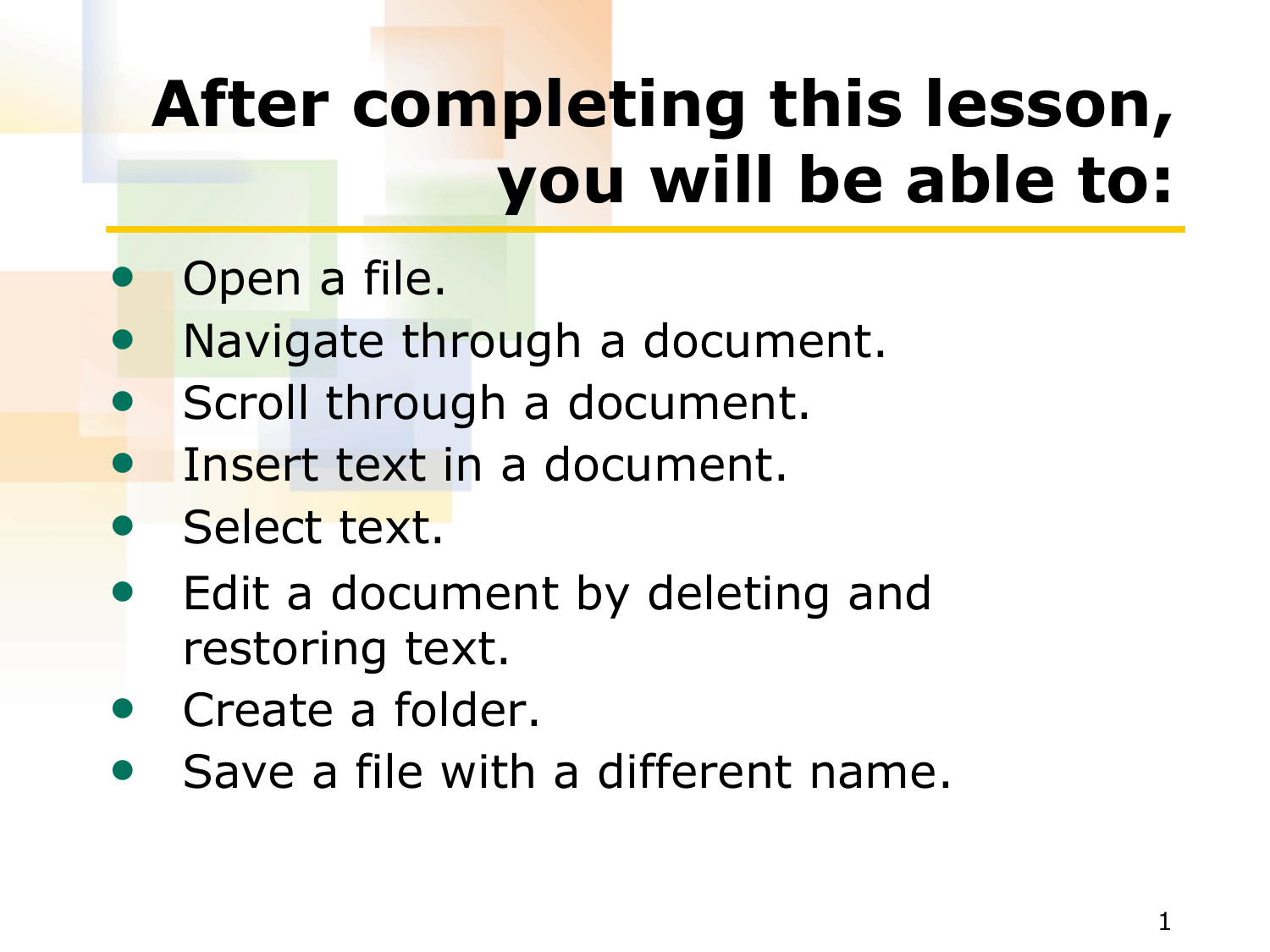# After completing this lesson, you will be able to:

- Open a file.
- Navigate through a document.
- Scroll through a document.
- Insert text in a document.
- Select text.
- Edit a document by deleting and restoring text.
- Create a folder.
- Save a file with a different name.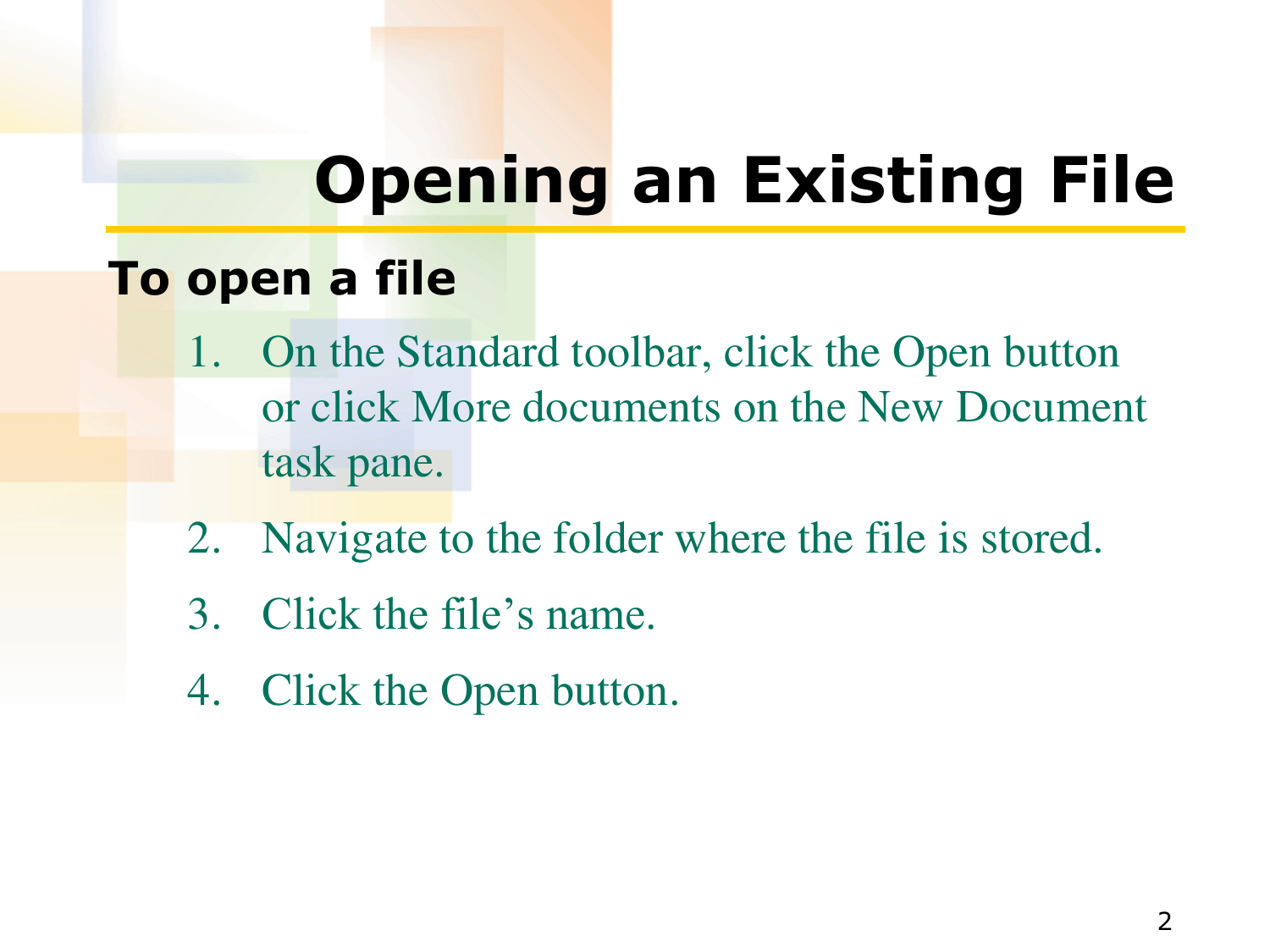# Opening an Existing File

**To open a file**

1. On the Standard toolbar, click the Open button or click More documents on the New Document task pane.
2. Navigate to the folder where the file is stored.
3. Click the file's name.
4. Click the Open button.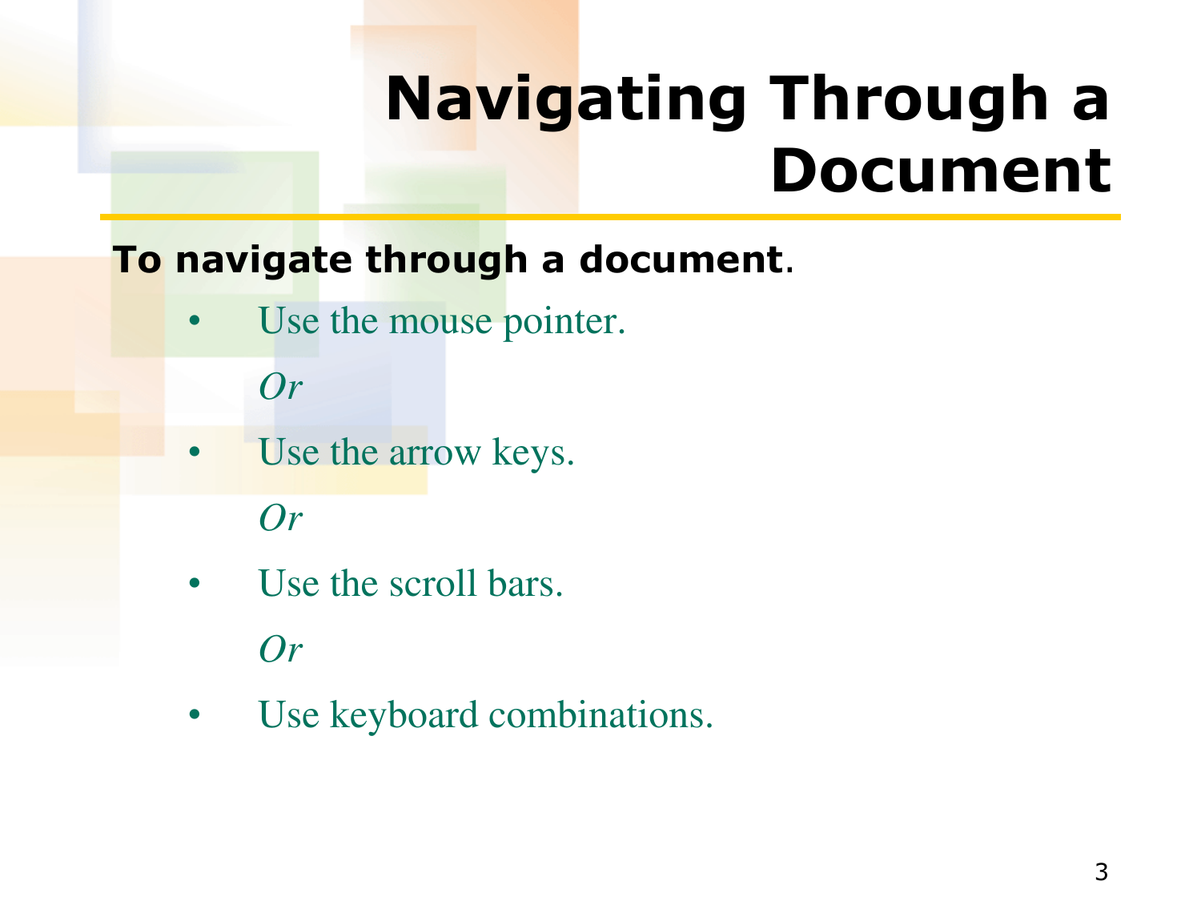# Navigating Through a Document

**To navigate through a document**.

- Use the mouse pointer.

  *Or*

- Use the arrow keys.

  *Or*

- Use the scroll bars.

  *Or*

- Use keyboard combinations.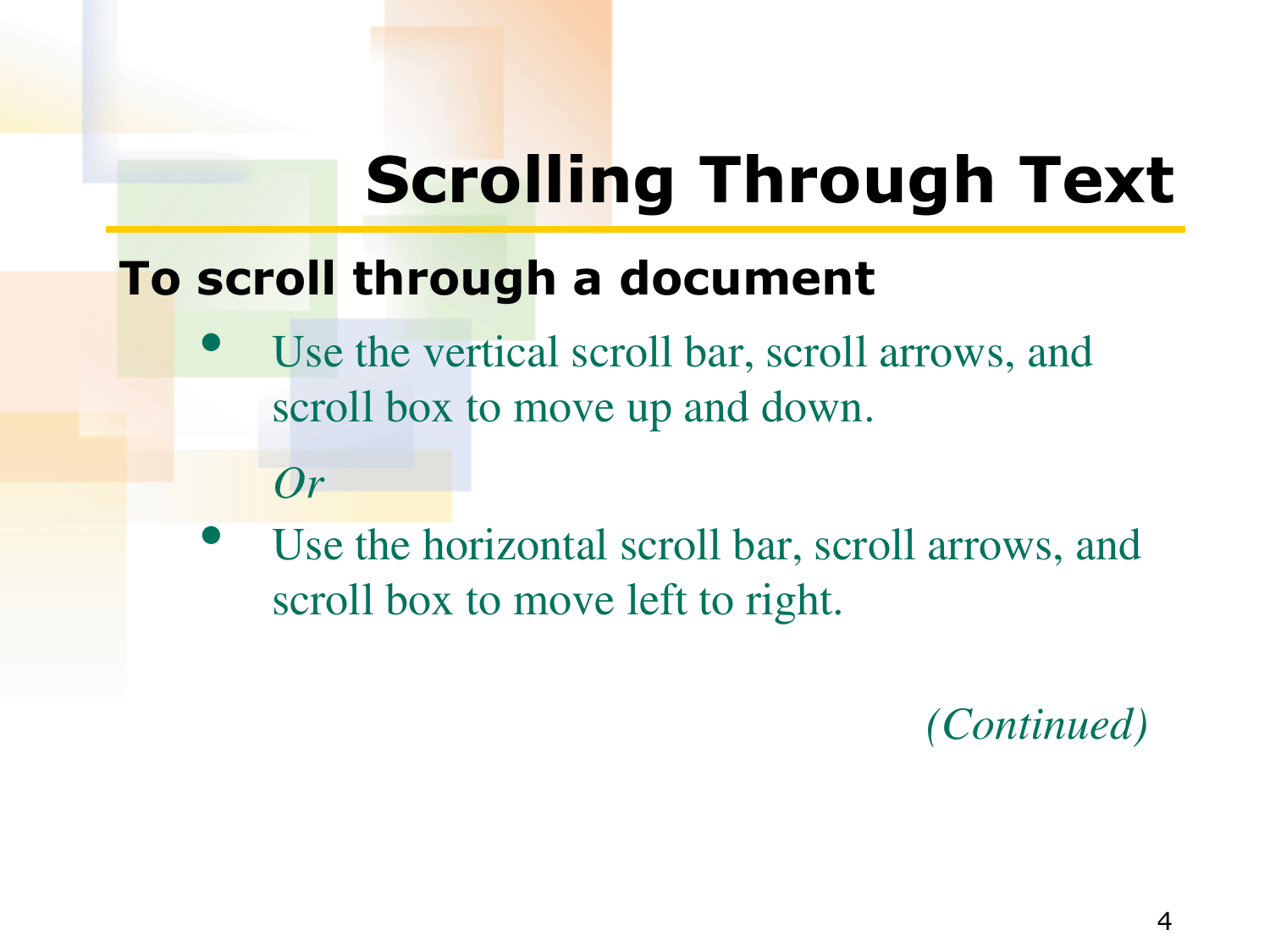# Scrolling Through Text

## To scroll through a document

- Use the vertical scroll bar, scroll arrows, and scroll box to move up and down.

  *Or*

- Use the horizontal scroll bar, scroll arrows, and scroll box to move left to right.

*(Continued)*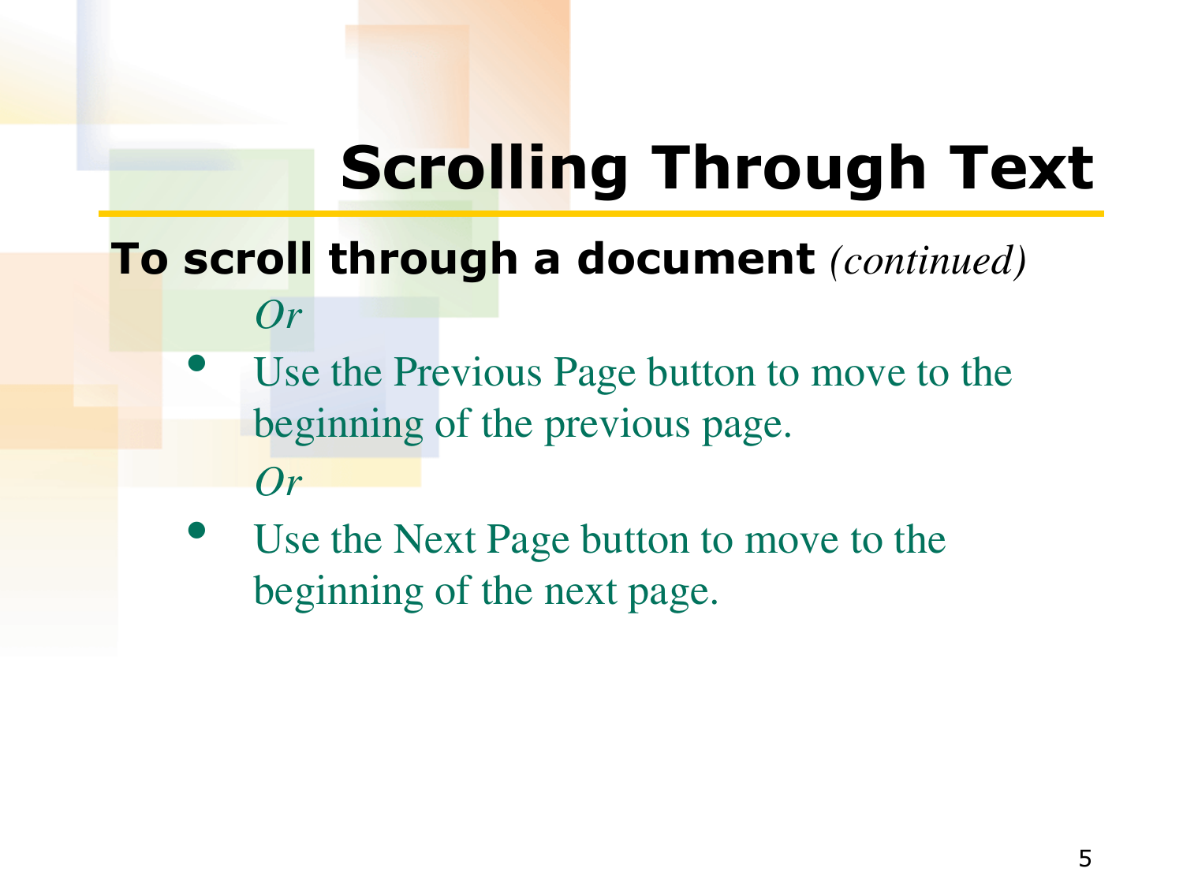# Scrolling Through Text

**To scroll through a document** *(continued)*

*Or*

- Use the Previous Page button to move to the beginning of the previous page.

*Or*

- Use the Next Page button to move to the beginning of the next page.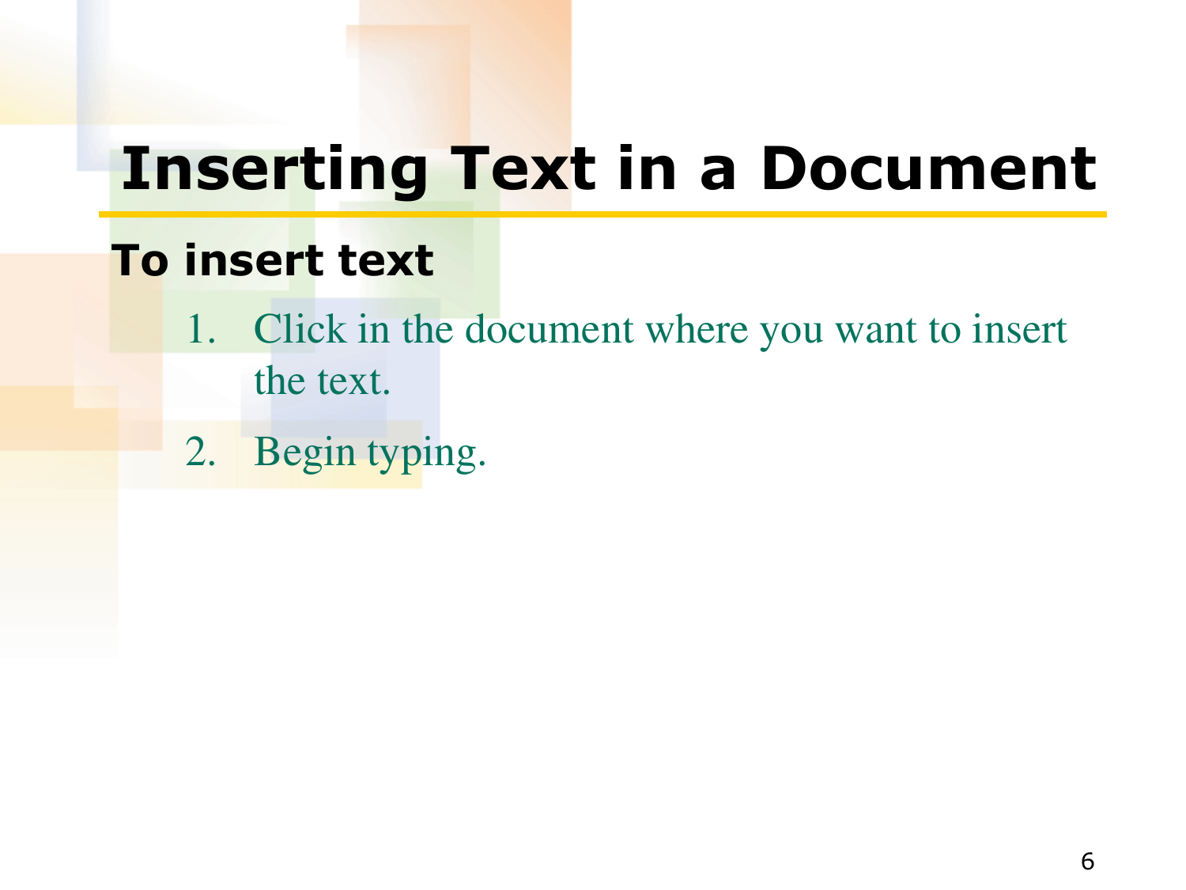# Inserting Text in a Document

**To insert text**

1. Click in the document where you want to insert the text.
2. Begin typing.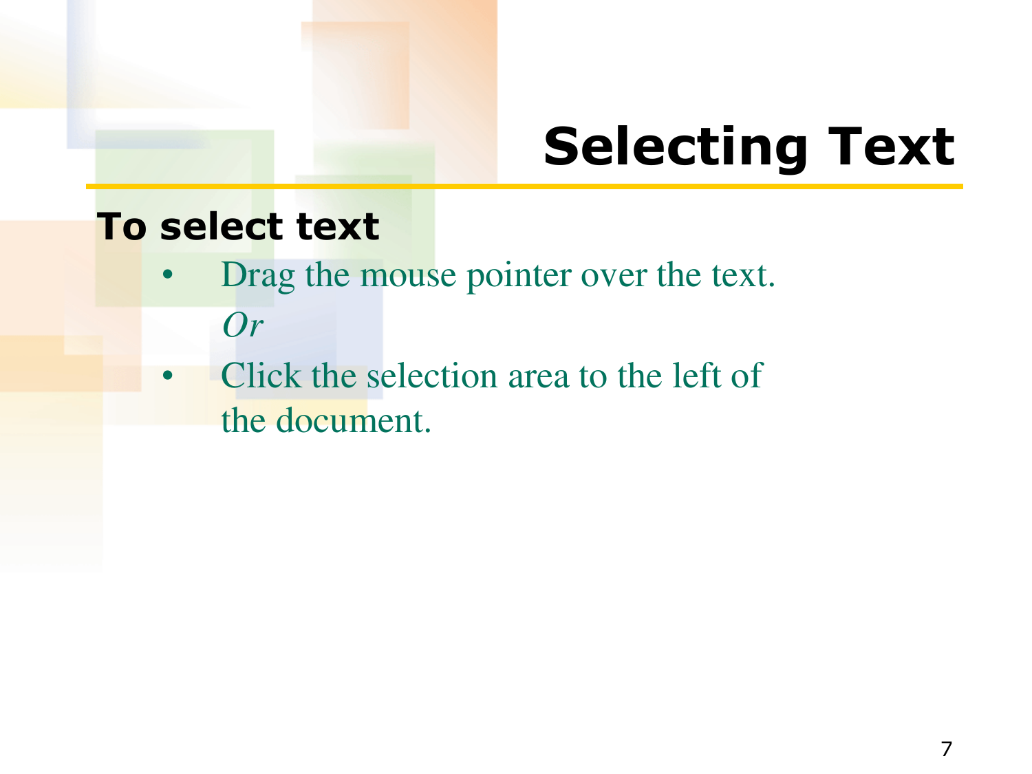# Selecting Text

**To select text**

- Drag the mouse pointer over the text.

  *Or*

- Click the selection area to the left of the document.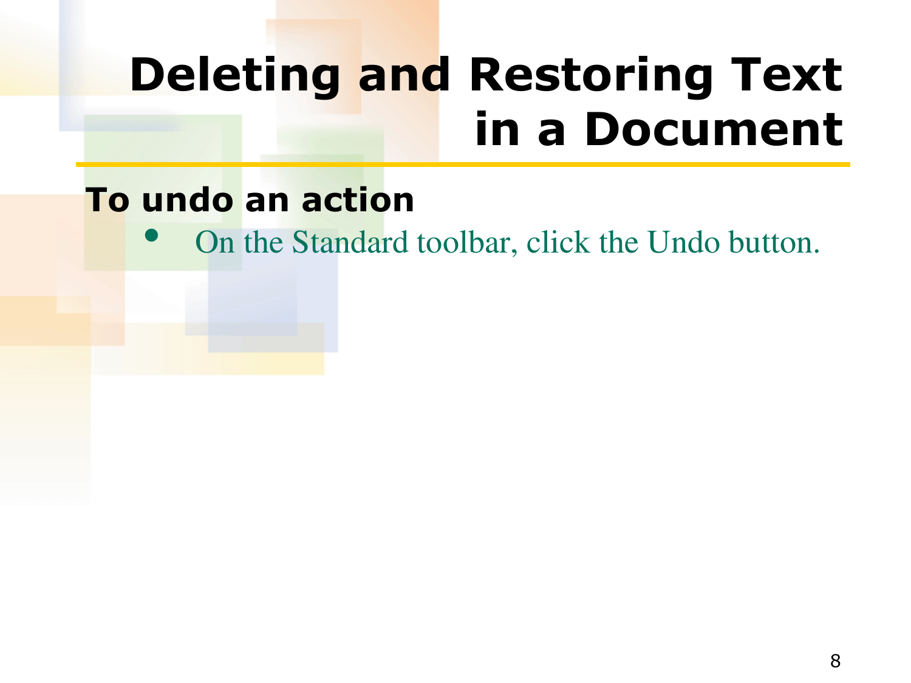# Deleting and Restoring Text in a Document

## To undo an action

- On the Standard toolbar, click the Undo button.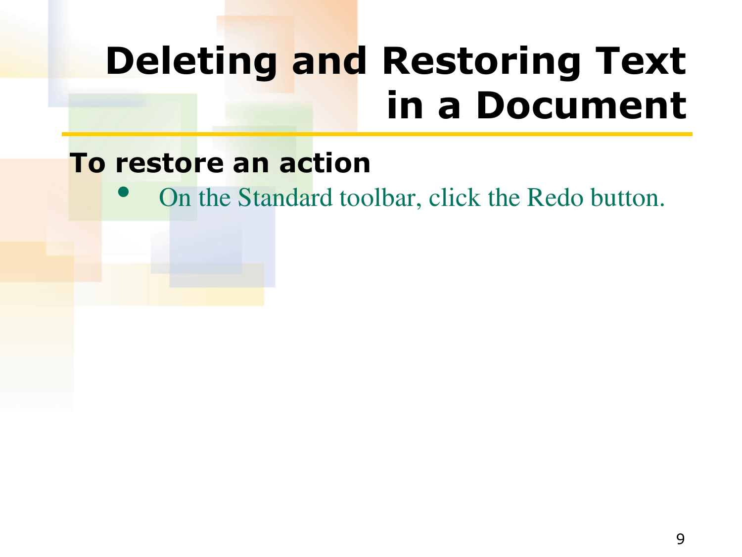# Deleting and Restoring Text in a Document

**To restore an action**

- On the Standard toolbar, click the Redo button.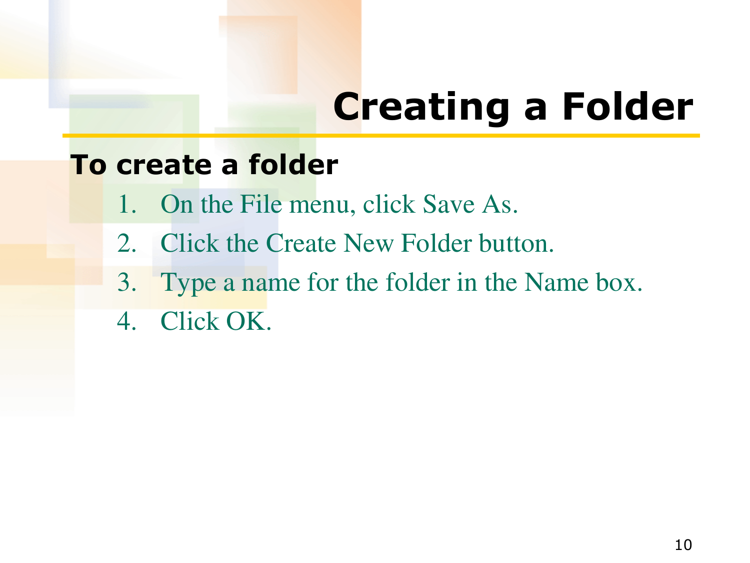# Creating a Folder

**To create a folder**

1. On the File menu, click Save As.
2. Click the Create New Folder button.
3. Type a name for the folder in the Name box.
4. Click OK.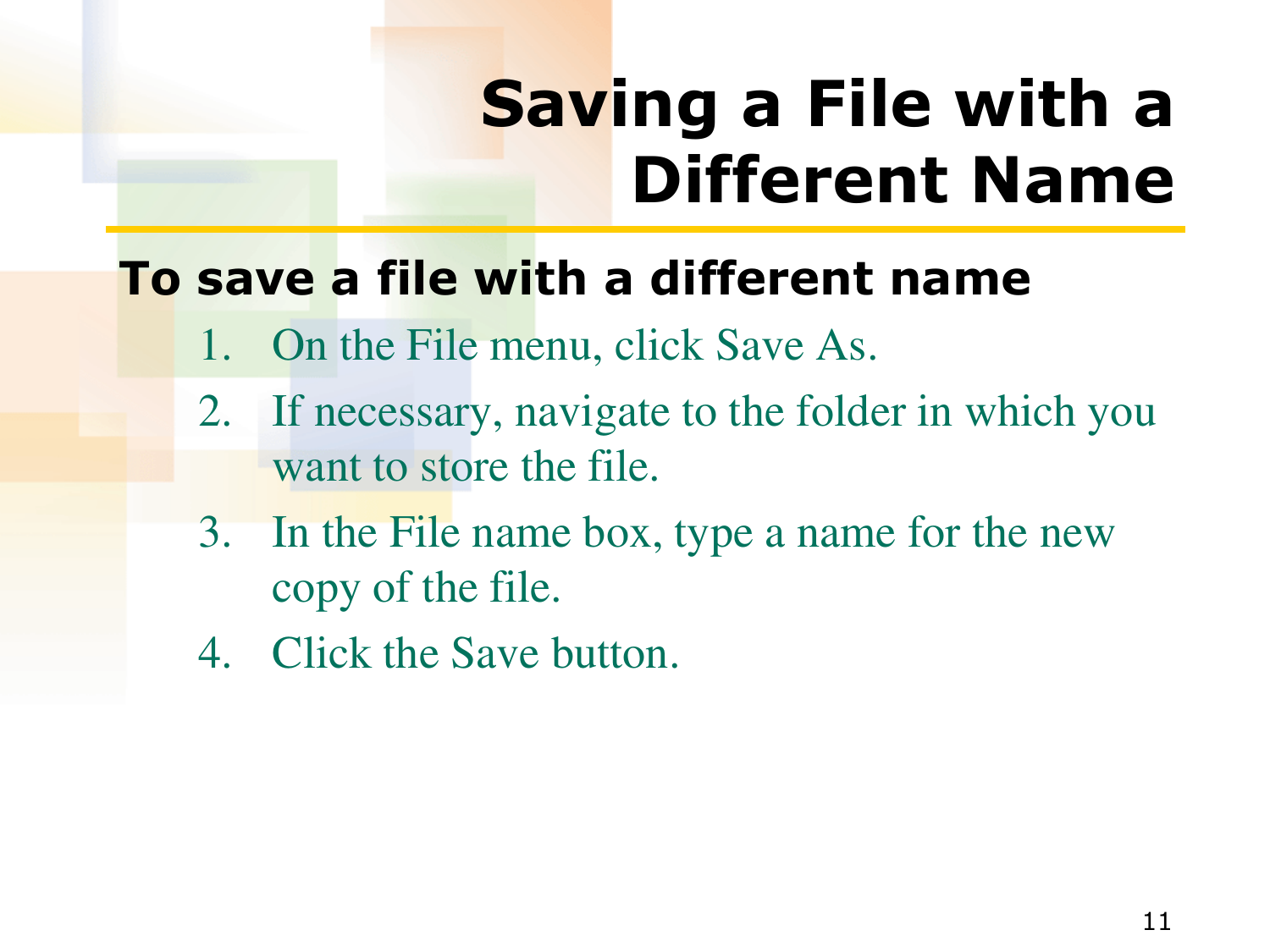# Saving a File with a Different Name

**To save a file with a different name**

1. On the File menu, click Save As.
2. If necessary, navigate to the folder in which you want to store the file.
3. In the File name box, type a name for the new copy of the file.
4. Click the Save button.